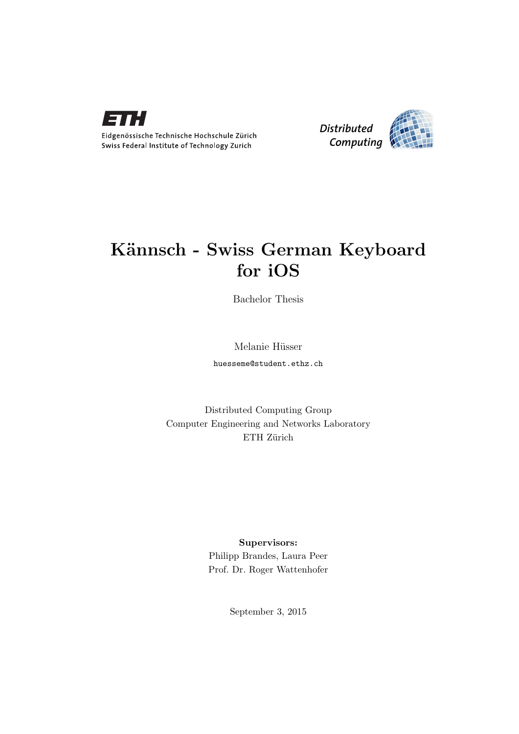ETH

Eidgenössische Technische Hochschule Zürich
Swiss Federal Institute of Technology Zurich

Distributed Computing

# Kännsch - Swiss German Keyboard for iOS

Bachelor Thesis

Melanie Hüsser

huesseme@student.ethz.ch

Distributed Computing Group
Computer Engineering and Networks Laboratory
ETH Zürich

**Supervisors:**
Philipp Brandes, Laura Peer
Prof. Dr. Roger Wattenhofer

September 3, 2015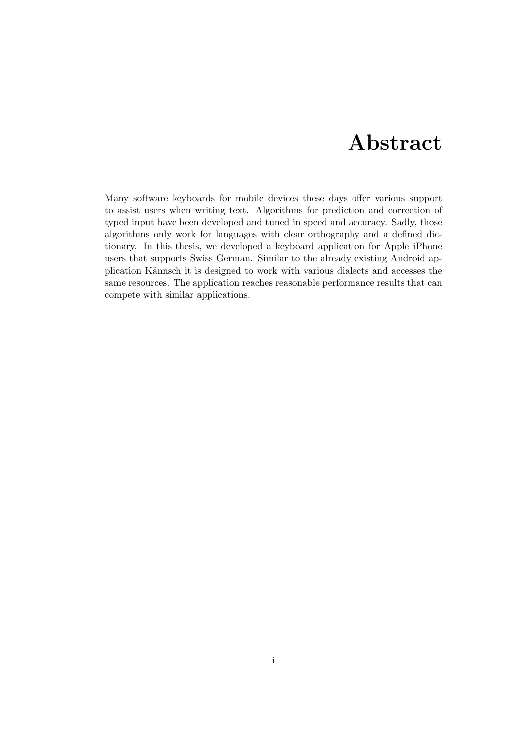# Abstract

Many software keyboards for mobile devices these days offer various support to assist users when writing text. Algorithms for prediction and correction of typed input have been developed and tuned in speed and accuracy. Sadly, those algorithms only work for languages with clear orthography and a defined dictionary. In this thesis, we developed a keyboard application for Apple iPhone users that supports Swiss German. Similar to the already existing Android application Kännsch it is designed to work with various dialects and accesses the same resources. The application reaches reasonable performance results that can compete with similar applications.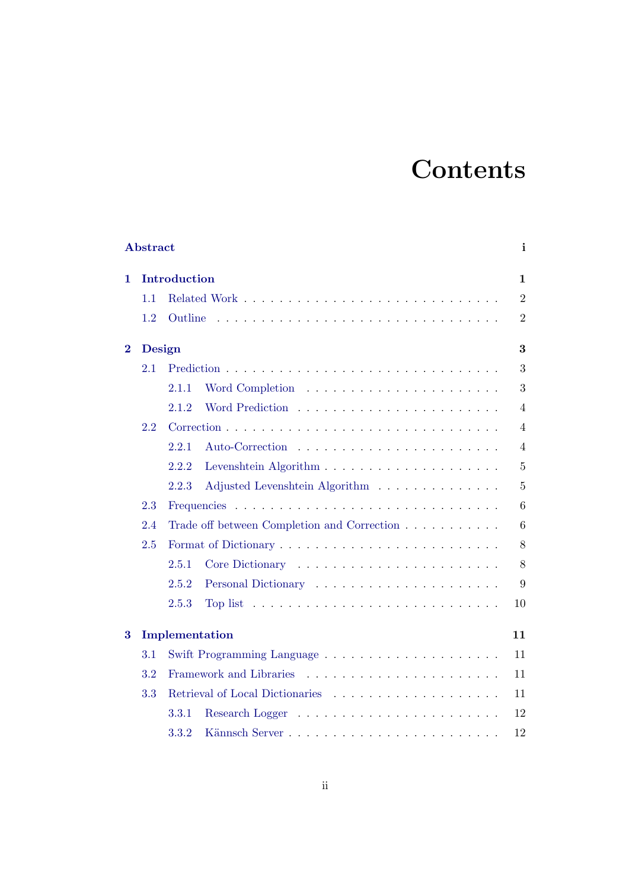# Contents

**Abstract** **i**

**1 Introduction** **1**

1.1 Related Work . . . . . . . . . . . . . . . . . . . . . . . . . . . . . 2

1.2 Outline . . . . . . . . . . . . . . . . . . . . . . . . . . . . . . . 2

**2 Design** **3**

2.1 Prediction . . . . . . . . . . . . . . . . . . . . . . . . . . . . . . 3

2.1.1 Word Completion . . . . . . . . . . . . . . . . . . . . . 3

2.1.2 Word Prediction . . . . . . . . . . . . . . . . . . . . . . 4

2.2 Correction . . . . . . . . . . . . . . . . . . . . . . . . . . . . . . 4

2.2.1 Auto-Correction . . . . . . . . . . . . . . . . . . . . . . 4

2.2.2 Levenshtein Algorithm . . . . . . . . . . . . . . . . . . 5

2.2.3 Adjusted Levenshtein Algorithm . . . . . . . . . . . . . 5

2.3 Frequencies . . . . . . . . . . . . . . . . . . . . . . . . . . . . . 6

2.4 Trade off between Completion and Correction . . . . . . . . . . . 6

2.5 Format of Dictionary . . . . . . . . . . . . . . . . . . . . . . . . 8

2.5.1 Core Dictionary . . . . . . . . . . . . . . . . . . . . . . 8

2.5.2 Personal Dictionary . . . . . . . . . . . . . . . . . . . . 9

2.5.3 Top list . . . . . . . . . . . . . . . . . . . . . . . . . . . 10

**3 Implementation** **11**

3.1 Swift Programming Language . . . . . . . . . . . . . . . . . . . 11

3.2 Framework and Libraries . . . . . . . . . . . . . . . . . . . . . . 11

3.3 Retrieval of Local Dictionaries . . . . . . . . . . . . . . . . . . . 11

3.3.1 Research Logger . . . . . . . . . . . . . . . . . . . . . . 12

3.3.2 Kännsch Server . . . . . . . . . . . . . . . . . . . . . . . 12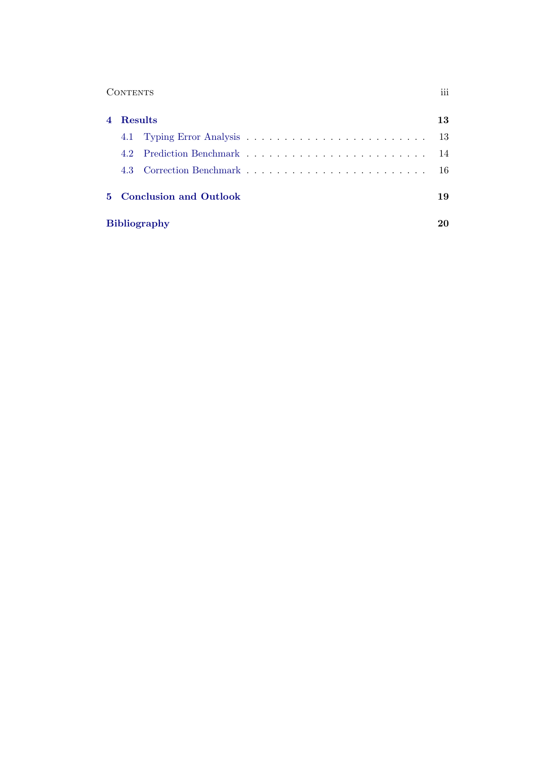| | | |
|---|---|---|
| **4** | **Results** | **13** |
| 4.1 | Typing Error Analysis | 13 |
| 4.2 | Prediction Benchmark | 14 |
| 4.3 | Correction Benchmark | 16 |
| **5** | **Conclusion and Outlook** | **19** |
| | **Bibliography** | **20** |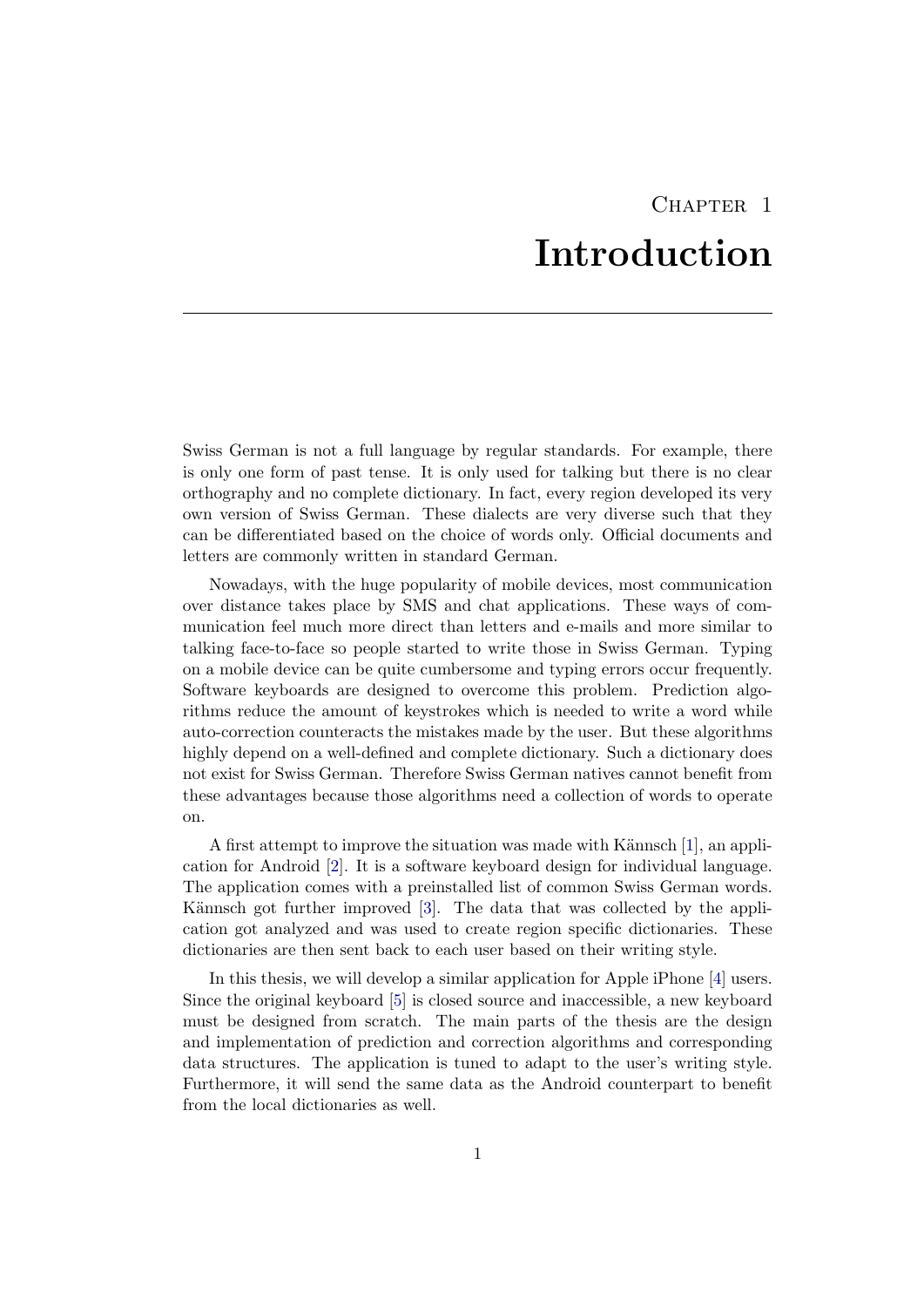# Chapter 1
# Introduction

Swiss German is not a full language by regular standards. For example, there is only one form of past tense. It is only used for talking but there is no clear orthography and no complete dictionary. In fact, every region developed its very own version of Swiss German. These dialects are very diverse such that they can be differentiated based on the choice of words only. Official documents and letters are commonly written in standard German.

Nowadays, with the huge popularity of mobile devices, most communication over distance takes place by SMS and chat applications. These ways of communication feel much more direct than letters and e-mails and more similar to talking face-to-face so people started to write those in Swiss German. Typing on a mobile device can be quite cumbersome and typing errors occur frequently. Software keyboards are designed to overcome this problem. Prediction algorithms reduce the amount of keystrokes which is needed to write a word while auto-correction counteracts the mistakes made by the user. But these algorithms highly depend on a well-defined and complete dictionary. Such a dictionary does not exist for Swiss German. Therefore Swiss German natives cannot benefit from these advantages because those algorithms need a collection of words to operate on.

A first attempt to improve the situation was made with Kännsch [1], an application for Android [2]. It is a software keyboard design for individual language. The application comes with a preinstalled list of common Swiss German words. Kännsch got further improved [3]. The data that was collected by the application got analyzed and was used to create region specific dictionaries. These dictionaries are then sent back to each user based on their writing style.

In this thesis, we will develop a similar application for Apple iPhone [4] users. Since the original keyboard [5] is closed source and inaccessible, a new keyboard must be designed from scratch. The main parts of the thesis are the design and implementation of prediction and correction algorithms and corresponding data structures. The application is tuned to adapt to the user's writing style. Furthermore, it will send the same data as the Android counterpart to benefit from the local dictionaries as well.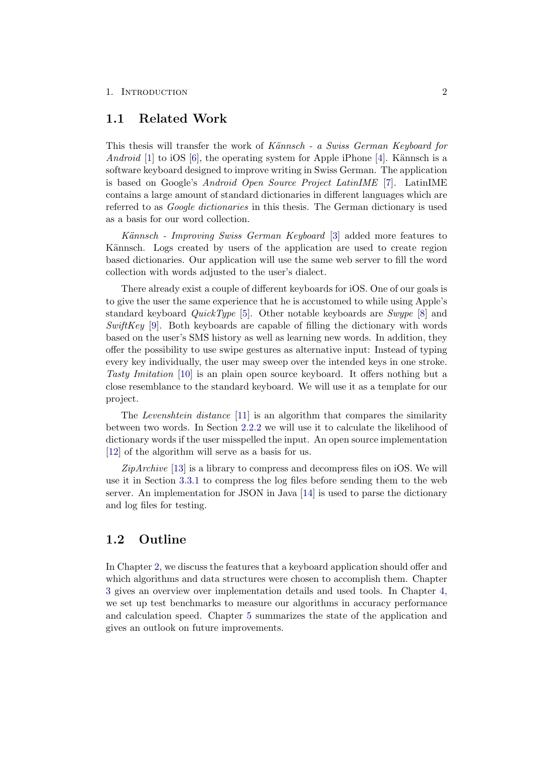## 1.1 Related Work

This thesis will transfer the work of *Kännsch - a Swiss German Keyboard for Android* [1] to iOS [6], the operating system for Apple iPhone [4]. Kännsch is a software keyboard designed to improve writing in Swiss German. The application is based on Google's *Android Open Source Project LatinIME* [7]. LatinIME contains a large amount of standard dictionaries in different languages which are referred to as *Google dictionaries* in this thesis. The German dictionary is used as a basis for our word collection.

*Kännsch - Improving Swiss German Keyboard* [3] added more features to Kännsch. Logs created by users of the application are used to create region based dictionaries. Our application will use the same web server to fill the word collection with words adjusted to the user's dialect.

There already exist a couple of different keyboards for iOS. One of our goals is to give the user the same experience that he is accustomed to while using Apple's standard keyboard *QuickType* [5]. Other notable keyboards are *Swype* [8] and *SwiftKey* [9]. Both keyboards are capable of filling the dictionary with words based on the user's SMS history as well as learning new words. In addition, they offer the possibility to use swipe gestures as alternative input: Instead of typing every key individually, the user may sweep over the intended keys in one stroke. *Tasty Imitation* [10] is an plain open source keyboard. It offers nothing but a close resemblance to the standard keyboard. We will use it as a template for our project.

The *Levenshtein distance* [11] is an algorithm that compares the similarity between two words. In Section 2.2.2 we will use it to calculate the likelihood of dictionary words if the user misspelled the input. An open source implementation [12] of the algorithm will serve as a basis for us.

*ZipArchive* [13] is a library to compress and decompress files on iOS. We will use it in Section 3.3.1 to compress the log files before sending them to the web server. An implementation for JSON in Java [14] is used to parse the dictionary and log files for testing.

## 1.2 Outline

In Chapter 2, we discuss the features that a keyboard application should offer and which algorithms and data structures were chosen to accomplish them. Chapter 3 gives an overview over implementation details and used tools. In Chapter 4, we set up test benchmarks to measure our algorithms in accuracy performance and calculation speed. Chapter 5 summarizes the state of the application and gives an outlook on future improvements.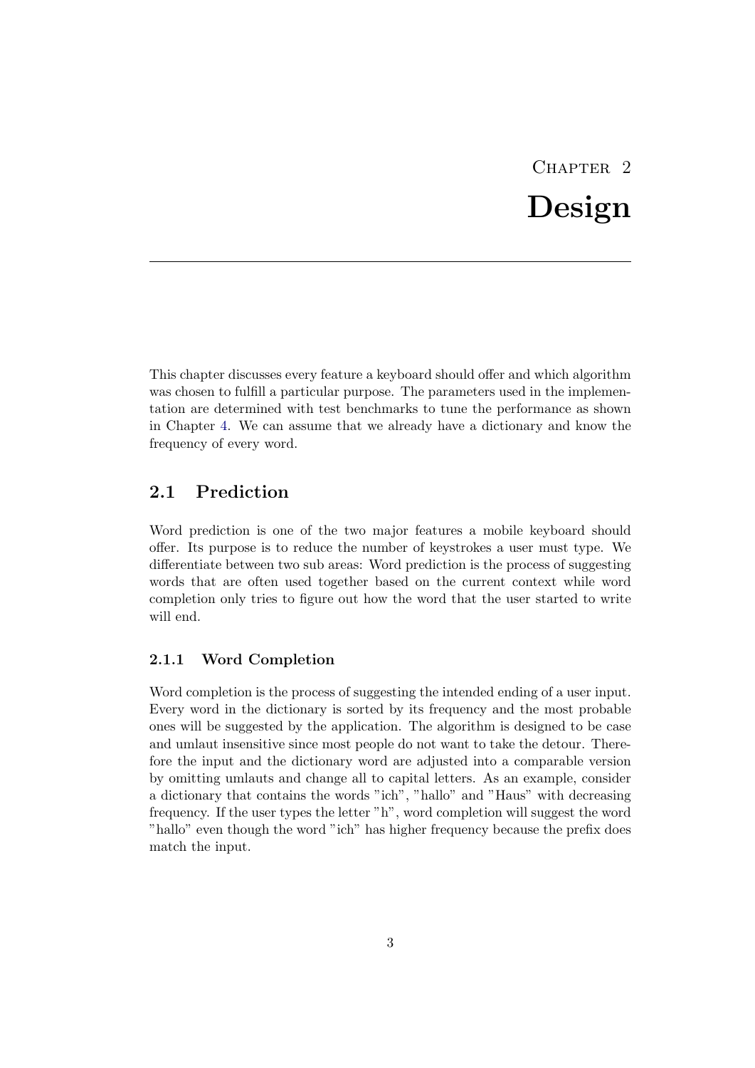# Chapter 2
# Design

This chapter discusses every feature a keyboard should offer and which algorithm was chosen to fulfill a particular purpose. The parameters used in the implementation are determined with test benchmarks to tune the performance as shown in Chapter 4. We can assume that we already have a dictionary and know the frequency of every word.

## 2.1 Prediction

Word prediction is one of the two major features a mobile keyboard should offer. Its purpose is to reduce the number of keystrokes a user must type. We differentiate between two sub areas: Word prediction is the process of suggesting words that are often used together based on the current context while word completion only tries to figure out how the word that the user started to write will end.

### 2.1.1 Word Completion

Word completion is the process of suggesting the intended ending of a user input. Every word in the dictionary is sorted by its frequency and the most probable ones will be suggested by the application. The algorithm is designed to be case and umlaut insensitive since most people do not want to take the detour. Therefore the input and the dictionary word are adjusted into a comparable version by omitting umlauts and change all to capital letters. As an example, consider a dictionary that contains the words "ich", "hallo" and "Haus" with decreasing frequency. If the user types the letter "h", word completion will suggest the word "hallo" even though the word "ich" has higher frequency because the prefix does match the input.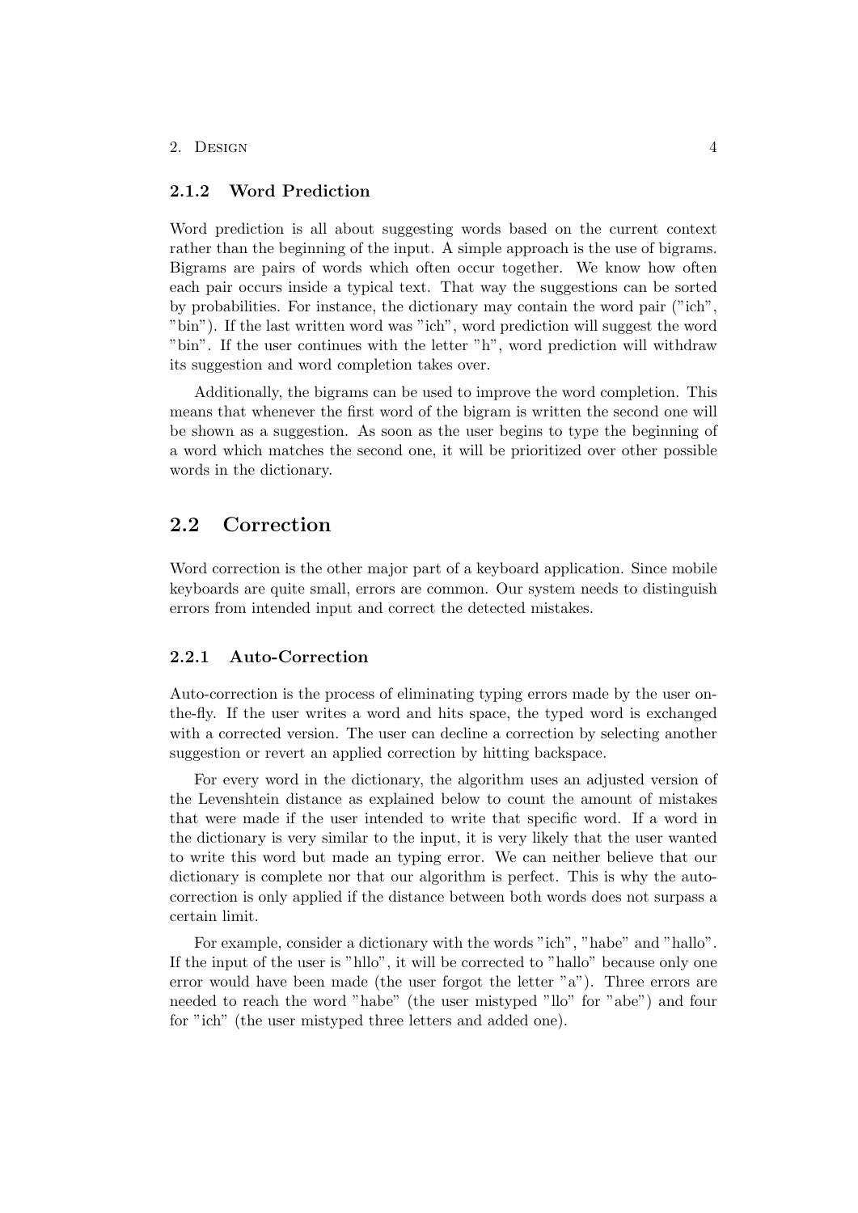### 2.1.2 Word Prediction

Word prediction is all about suggesting words based on the current context rather than the beginning of the input. A simple approach is the use of bigrams. Bigrams are pairs of words which often occur together. We know how often each pair occurs inside a typical text. That way the suggestions can be sorted by probabilities. For instance, the dictionary may contain the word pair ("ich", "bin"). If the last written word was "ich", word prediction will suggest the word "bin". If the user continues with the letter "h", word prediction will withdraw its suggestion and word completion takes over.

Additionally, the bigrams can be used to improve the word completion. This means that whenever the first word of the bigram is written the second one will be shown as a suggestion. As soon as the user begins to type the beginning of a word which matches the second one, it will be prioritized over other possible words in the dictionary.

## 2.2 Correction

Word correction is the other major part of a keyboard application. Since mobile keyboards are quite small, errors are common. Our system needs to distinguish errors from intended input and correct the detected mistakes.

### 2.2.1 Auto-Correction

Auto-correction is the process of eliminating typing errors made by the user on-the-fly. If the user writes a word and hits space, the typed word is exchanged with a corrected version. The user can decline a correction by selecting another suggestion or revert an applied correction by hitting backspace.

For every word in the dictionary, the algorithm uses an adjusted version of the Levenshtein distance as explained below to count the amount of mistakes that were made if the user intended to write that specific word. If a word in the dictionary is very similar to the input, it is very likely that the user wanted to write this word but made an typing error. We can neither believe that our dictionary is complete nor that our algorithm is perfect. This is why the auto-correction is only applied if the distance between both words does not surpass a certain limit.

For example, consider a dictionary with the words "ich", "habe" and "hallo". If the input of the user is "hllo", it will be corrected to "hallo" because only one error would have been made (the user forgot the letter "a"). Three errors are needed to reach the word "habe" (the user mistyped "llo" for "abe") and four for "ich" (the user mistyped three letters and added one).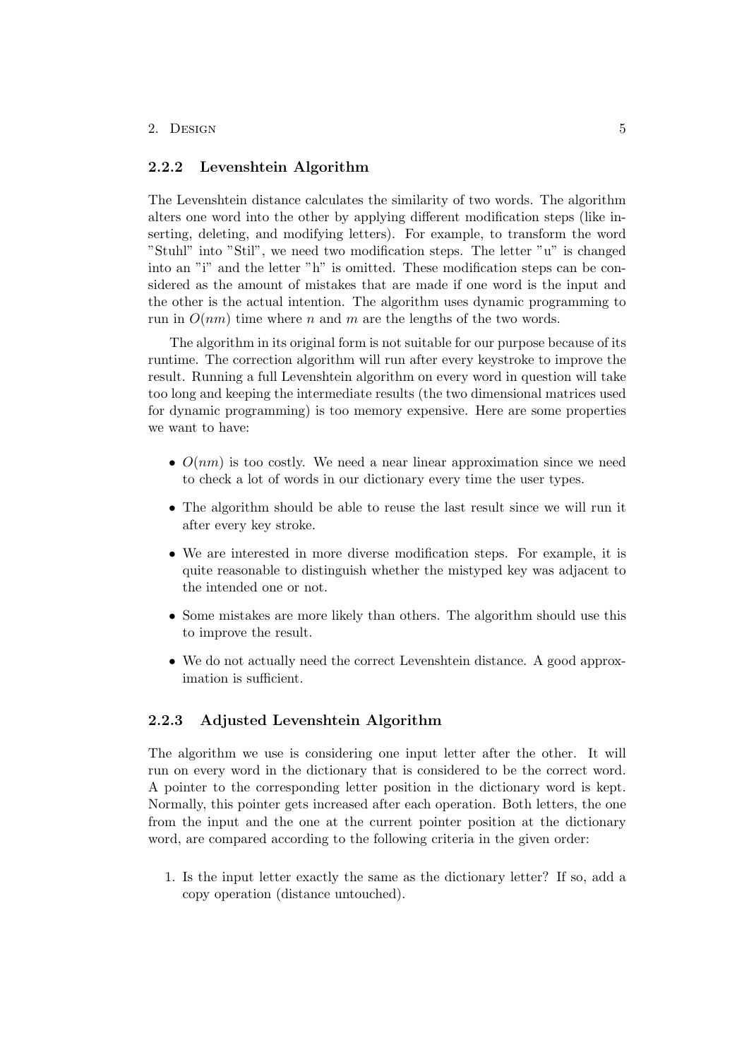### 2.2.2 Levenshtein Algorithm

The Levenshtein distance calculates the similarity of two words. The algorithm alters one word into the other by applying different modification steps (like inserting, deleting, and modifying letters). For example, to transform the word "Stuhl" into "Stil", we need two modification steps. The letter "u" is changed into an "i" and the letter "h" is omitted. These modification steps can be considered as the amount of mistakes that are made if one word is the input and the other is the actual intention. The algorithm uses dynamic programming to run in $O(nm)$ time where $n$ and $m$ are the lengths of the two words.

The algorithm in its original form is not suitable for our purpose because of its runtime. The correction algorithm will run after every keystroke to improve the result. Running a full Levenshtein algorithm on every word in question will take too long and keeping the intermediate results (the two dimensional matrices used for dynamic programming) is too memory expensive. Here are some properties we want to have:

- $O(nm)$ is too costly. We need a near linear approximation since we need to check a lot of words in our dictionary every time the user types.
- The algorithm should be able to reuse the last result since we will run it after every key stroke.
- We are interested in more diverse modification steps. For example, it is quite reasonable to distinguish whether the mistyped key was adjacent to the intended one or not.
- Some mistakes are more likely than others. The algorithm should use this to improve the result.
- We do not actually need the correct Levenshtein distance. A good approximation is sufficient.

### 2.2.3 Adjusted Levenshtein Algorithm

The algorithm we use is considering one input letter after the other. It will run on every word in the dictionary that is considered to be the correct word. A pointer to the corresponding letter position in the dictionary word is kept. Normally, this pointer gets increased after each operation. Both letters, the one from the input and the one at the current pointer position at the dictionary word, are compared according to the following criteria in the given order:

1. Is the input letter exactly the same as the dictionary letter? If so, add a copy operation (distance untouched).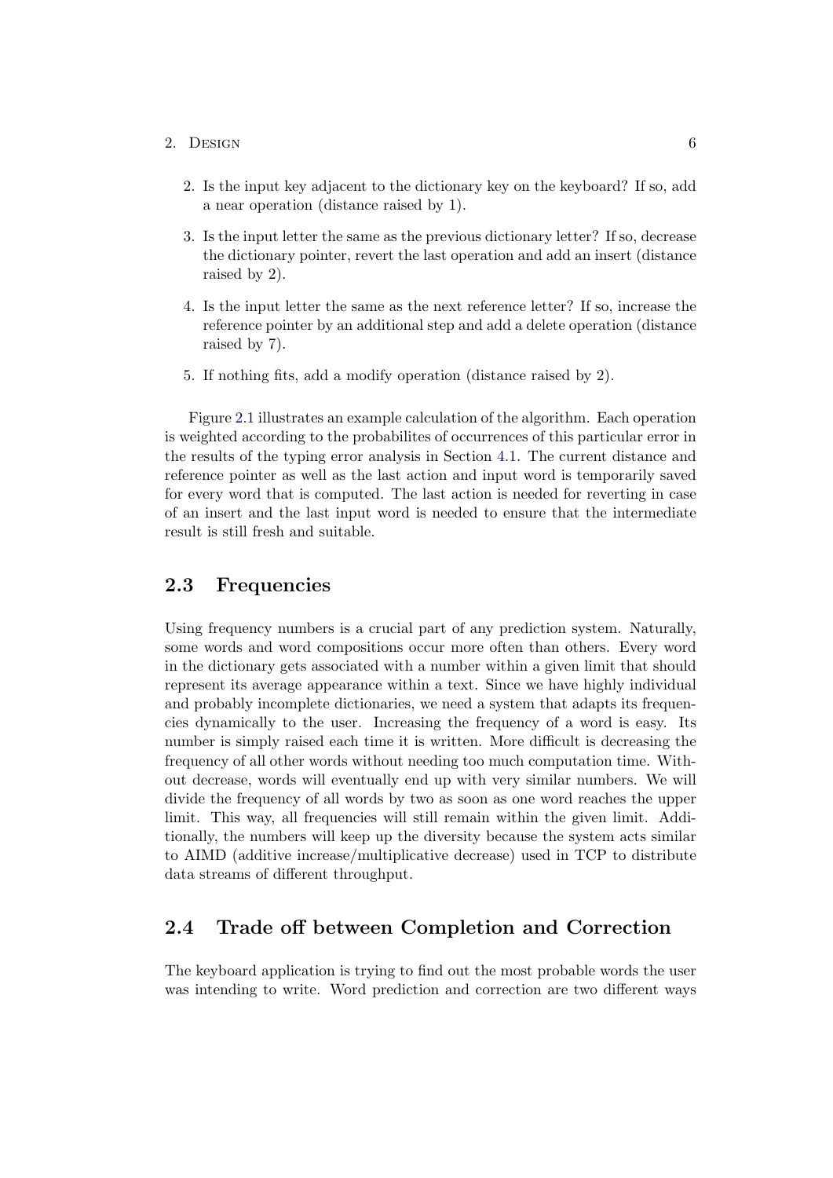2. Is the input key adjacent to the dictionary key on the keyboard? If so, add a near operation (distance raised by 1).
3. Is the input letter the same as the previous dictionary letter? If so, decrease the dictionary pointer, revert the last operation and add an insert (distance raised by 2).
4. Is the input letter the same as the next reference letter? If so, increase the reference pointer by an additional step and add a delete operation (distance raised by 7).
5. If nothing fits, add a modify operation (distance raised by 2).

Figure 2.1 illustrates an example calculation of the algorithm. Each operation is weighted according to the probabilites of occurrences of this particular error in the results of the typing error analysis in Section 4.1. The current distance and reference pointer as well as the last action and input word is temporarily saved for every word that is computed. The last action is needed for reverting in case of an insert and the last input word is needed to ensure that the intermediate result is still fresh and suitable.

## 2.3 Frequencies

Using frequency numbers is a crucial part of any prediction system. Naturally, some words and word compositions occur more often than others. Every word in the dictionary gets associated with a number within a given limit that should represent its average appearance within a text. Since we have highly individual and probably incomplete dictionaries, we need a system that adapts its frequencies dynamically to the user. Increasing the frequency of a word is easy. Its number is simply raised each time it is written. More difficult is decreasing the frequency of all other words without needing too much computation time. Without decrease, words will eventually end up with very similar numbers. We will divide the frequency of all words by two as soon as one word reaches the upper limit. This way, all frequencies will still remain within the given limit. Additionally, the numbers will keep up the diversity because the system acts similar to AIMD (additive increase/multiplicative decrease) used in TCP to distribute data streams of different throughput.

## 2.4 Trade off between Completion and Correction

The keyboard application is trying to find out the most probable words the user was intending to write. Word prediction and correction are two different ways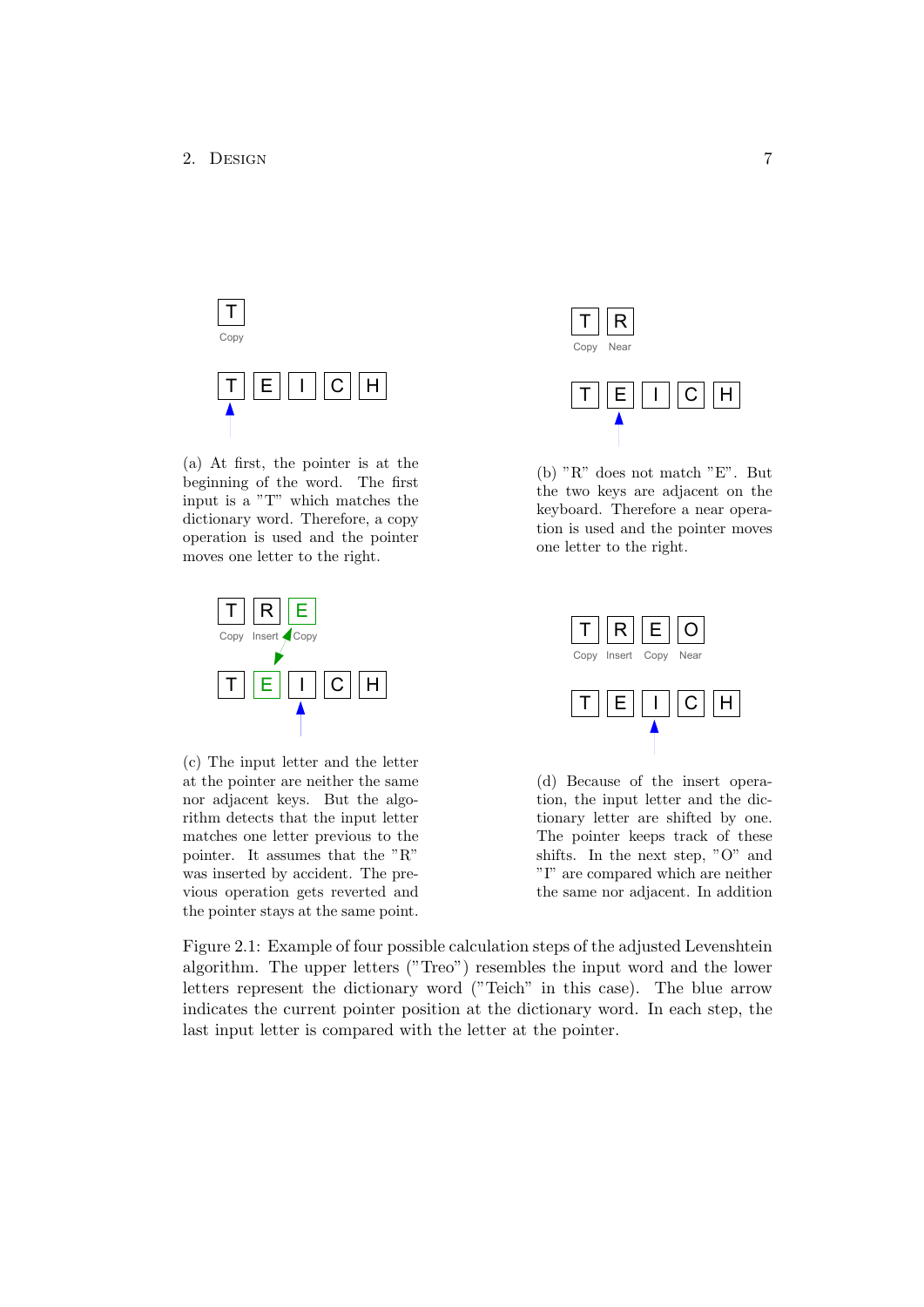T

Copy

T E I C H

(a) At first, the pointer is at the beginning of the word. The first input is a "T" which matches the dictionary word. Therefore, a copy operation is used and the pointer moves one letter to the right.

T R

Copy Near

T E I C H

(b) "R" does not match "E". But the two keys are adjacent on the keyboard. Therefore a near operation is used and the pointer moves one letter to the right.

T R E

Copy Insert Copy

T E I C H

(c) The input letter and the letter at the pointer are neither the same nor adjacent keys. But the algorithm detects that the input letter matches one letter previous to the pointer. It assumes that the "R" was inserted by accident. The previous operation gets reverted and the pointer stays at the same point.

T R E O

Copy Insert Copy Near

T E I C H

(d) Because of the insert operation, the input letter and the dictionary letter are shifted by one. The pointer keeps track of these shifts. In the next step, "O" and "I" are compared which are neither the same nor adjacent. In addition

Figure 2.1: Example of four possible calculation steps of the adjusted Levenshtein algorithm. The upper letters ("Treo") resembles the input word and the lower letters represent the dictionary word ("Teich" in this case). The blue arrow indicates the current pointer position at the dictionary word. In each step, the last input letter is compared with the letter at the pointer.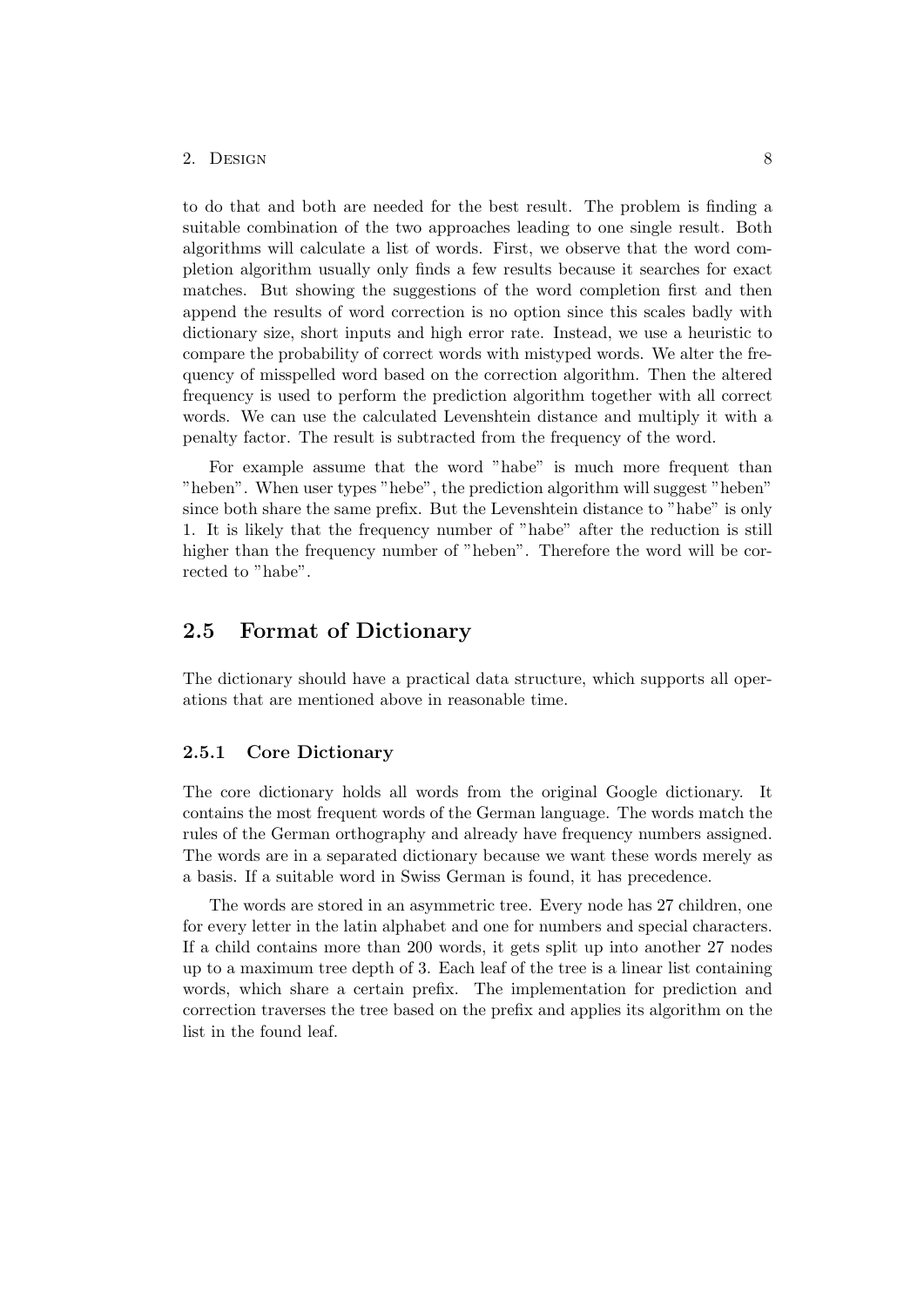to do that and both are needed for the best result. The problem is finding a suitable combination of the two approaches leading to one single result. Both algorithms will calculate a list of words. First, we observe that the word completion algorithm usually only finds a few results because it searches for exact matches. But showing the suggestions of the word completion first and then append the results of word correction is no option since this scales badly with dictionary size, short inputs and high error rate. Instead, we use a heuristic to compare the probability of correct words with mistyped words. We alter the frequency of misspelled word based on the correction algorithm. Then the altered frequency is used to perform the prediction algorithm together with all correct words. We can use the calculated Levenshtein distance and multiply it with a penalty factor. The result is subtracted from the frequency of the word.

For example assume that the word "habe" is much more frequent than "heben". When user types "hebe", the prediction algorithm will suggest "heben" since both share the same prefix. But the Levenshtein distance to "habe" is only 1. It is likely that the frequency number of "habe" after the reduction is still higher than the frequency number of "heben". Therefore the word will be corrected to "habe".

## 2.5 Format of Dictionary

The dictionary should have a practical data structure, which supports all operations that are mentioned above in reasonable time.

### 2.5.1 Core Dictionary

The core dictionary holds all words from the original Google dictionary. It contains the most frequent words of the German language. The words match the rules of the German orthography and already have frequency numbers assigned. The words are in a separated dictionary because we want these words merely as a basis. If a suitable word in Swiss German is found, it has precedence.

The words are stored in an asymmetric tree. Every node has 27 children, one for every letter in the latin alphabet and one for numbers and special characters. If a child contains more than 200 words, it gets split up into another 27 nodes up to a maximum tree depth of 3. Each leaf of the tree is a linear list containing words, which share a certain prefix. The implementation for prediction and correction traverses the tree based on the prefix and applies its algorithm on the list in the found leaf.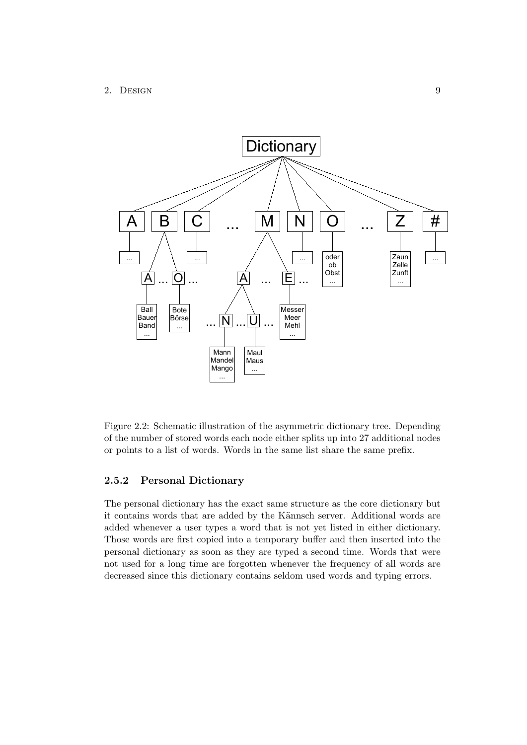Dictionary

A B C ... M N O ... Z #

... ... ... oder ob Obst ... Zaun Zelle Zunft ... ...

A ... O ... A ... E ...

Ball Bauer Band ... Bote Börse ... ... N ... U ... Messer Meer Mehl ...

Mann Mandel Mango ... Maul Maus ...

Figure 2.2: Schematic illustration of the asymmetric dictionary tree. Depending of the number of stored words each node either splits up into 27 additional nodes or points to a list of words. Words in the same list share the same prefix.

### 2.5.2 Personal Dictionary

The personal dictionary has the exact same structure as the core dictionary but it contains words that are added by the Kännsch server. Additional words are added whenever a user types a word that is not yet listed in either dictionary. Those words are first copied into a temporary buffer and then inserted into the personal dictionary as soon as they are typed a second time. Words that were not used for a long time are forgotten whenever the frequency of all words are decreased since this dictionary contains seldom used words and typing errors.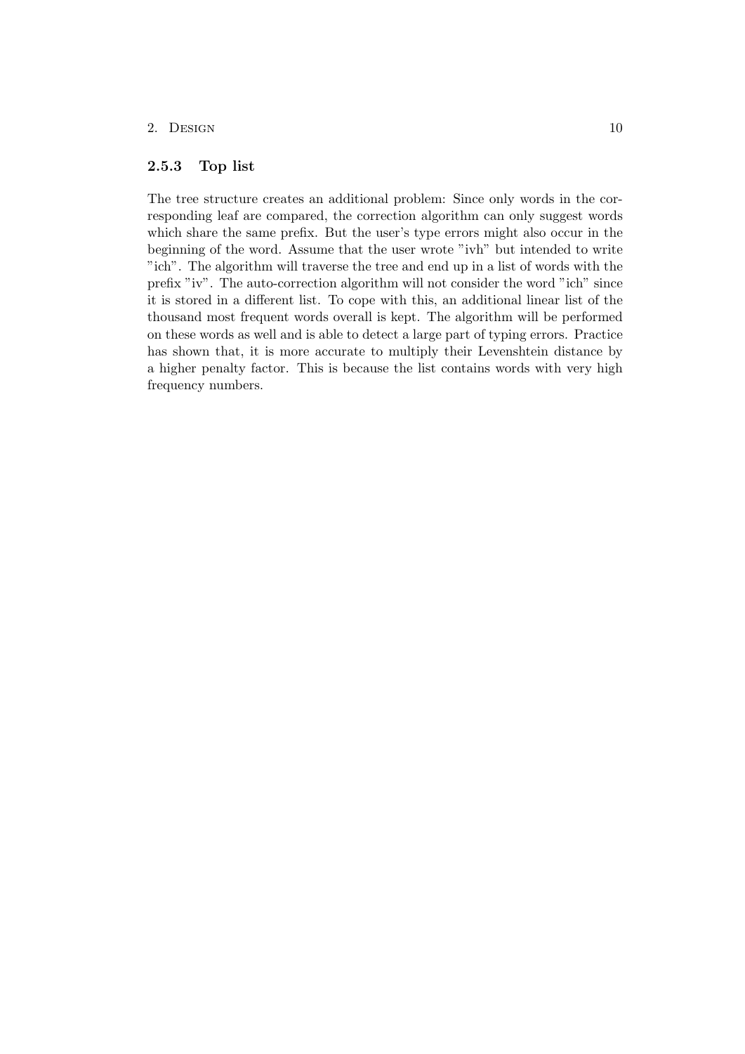### 2.5.3 Top list

The tree structure creates an additional problem: Since only words in the corresponding leaf are compared, the correction algorithm can only suggest words which share the same prefix. But the user's type errors might also occur in the beginning of the word. Assume that the user wrote "ivh" but intended to write "ich". The algorithm will traverse the tree and end up in a list of words with the prefix "iv". The auto-correction algorithm will not consider the word "ich" since it is stored in a different list. To cope with this, an additional linear list of the thousand most frequent words overall is kept. The algorithm will be performed on these words as well and is able to detect a large part of typing errors. Practice has shown that, it is more accurate to multiply their Levenshtein distance by a higher penalty factor. This is because the list contains words with very high frequency numbers.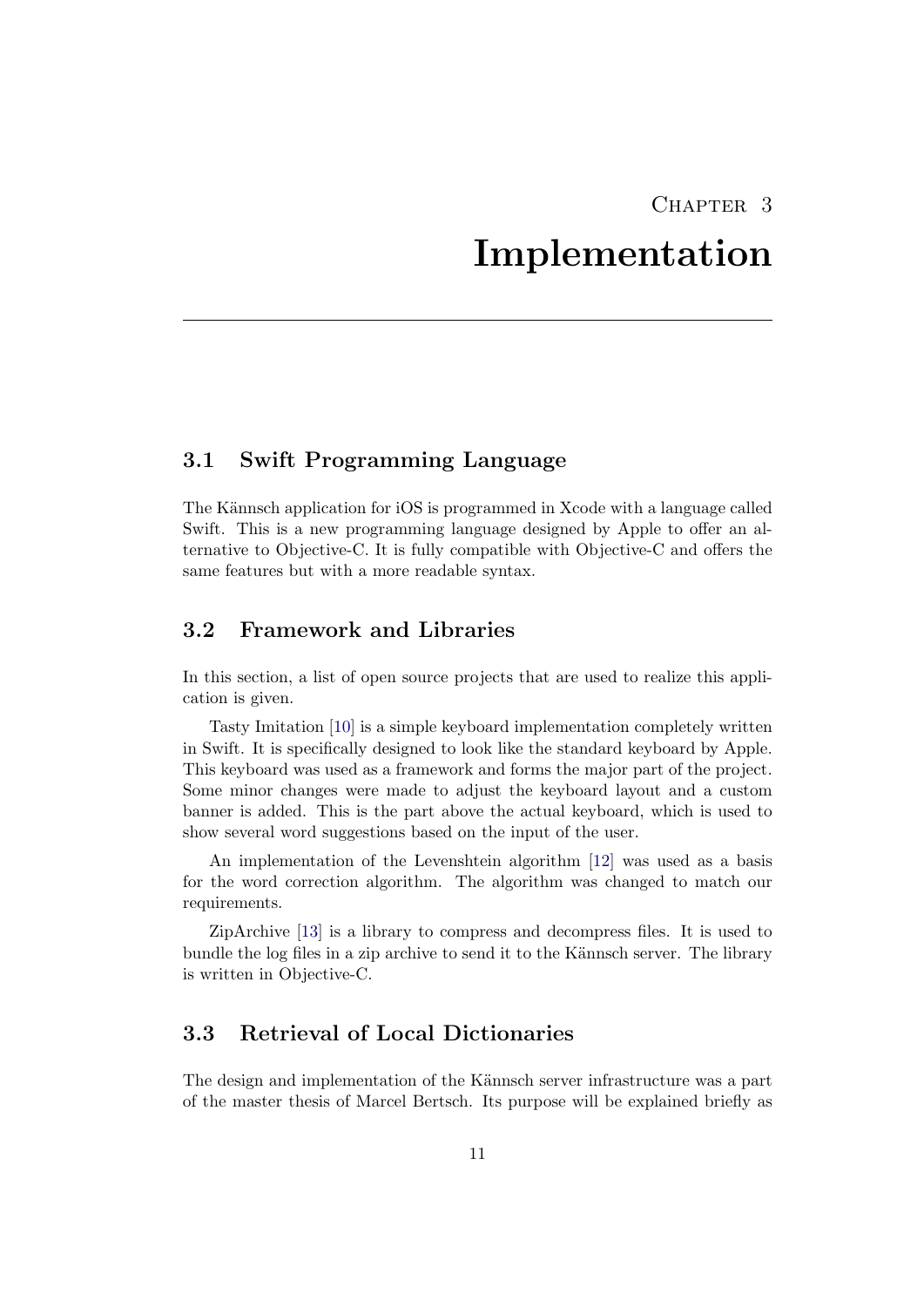# Chapter 3
# Implementation

## 3.1 Swift Programming Language

The Kännsch application for iOS is programmed in Xcode with a language called Swift. This is a new programming language designed by Apple to offer an alternative to Objective-C. It is fully compatible with Objective-C and offers the same features but with a more readable syntax.

## 3.2 Framework and Libraries

In this section, a list of open source projects that are used to realize this application is given.

Tasty Imitation [10] is a simple keyboard implementation completely written in Swift. It is specifically designed to look like the standard keyboard by Apple. This keyboard was used as a framework and forms the major part of the project. Some minor changes were made to adjust the keyboard layout and a custom banner is added. This is the part above the actual keyboard, which is used to show several word suggestions based on the input of the user.

An implementation of the Levenshtein algorithm [12] was used as a basis for the word correction algorithm. The algorithm was changed to match our requirements.

ZipArchive [13] is a library to compress and decompress files. It is used to bundle the log files in a zip archive to send it to the Kännsch server. The library is written in Objective-C.

## 3.3 Retrieval of Local Dictionaries

The design and implementation of the Kännsch server infrastructure was a part of the master thesis of Marcel Bertsch. Its purpose will be explained briefly as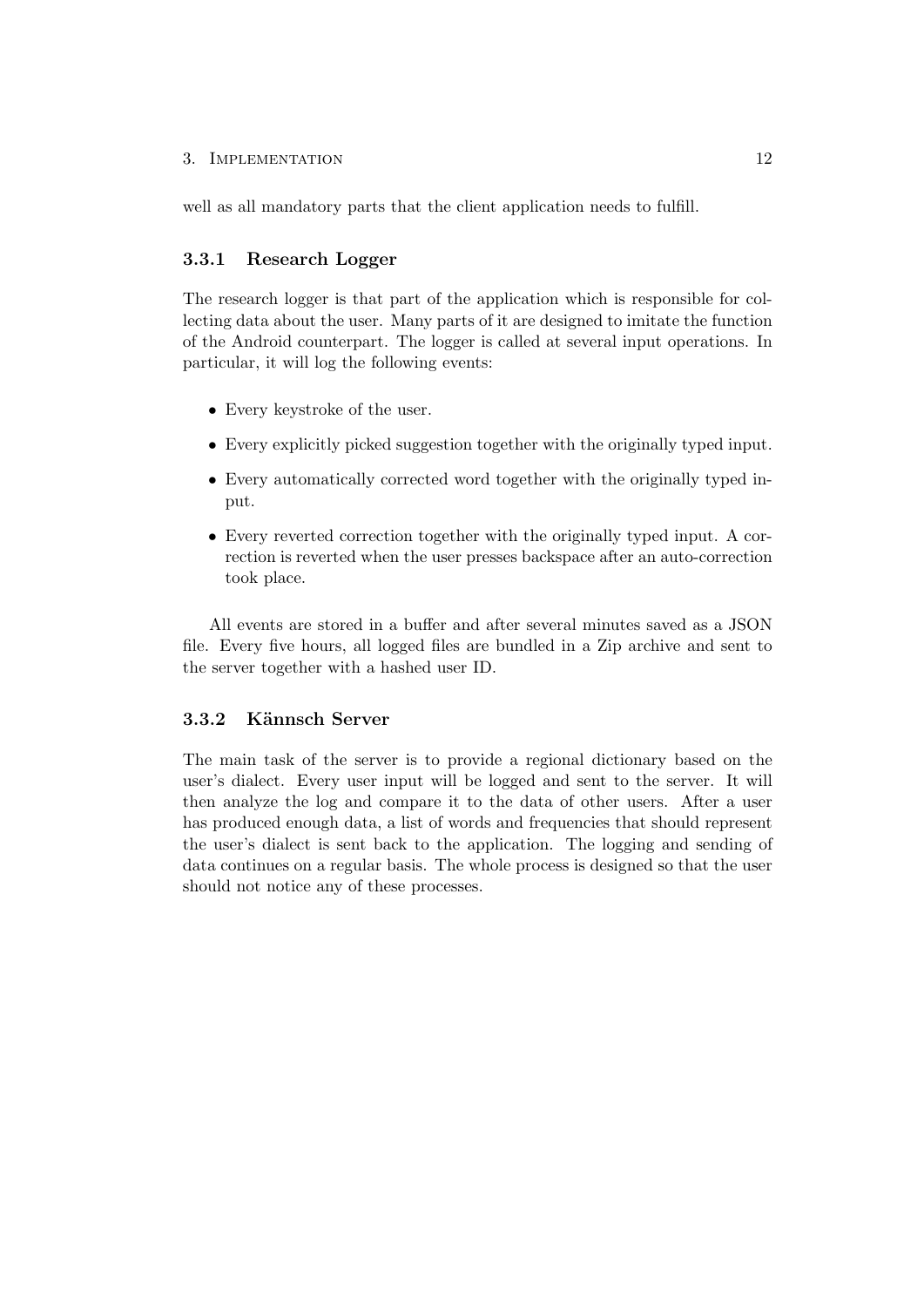well as all mandatory parts that the client application needs to fulfill.

### 3.3.1 Research Logger

The research logger is that part of the application which is responsible for collecting data about the user. Many parts of it are designed to imitate the function of the Android counterpart. The logger is called at several input operations. In particular, it will log the following events:

- Every keystroke of the user.
- Every explicitly picked suggestion together with the originally typed input.
- Every automatically corrected word together with the originally typed input.
- Every reverted correction together with the originally typed input. A correction is reverted when the user presses backspace after an auto-correction took place.

All events are stored in a buffer and after several minutes saved as a JSON file. Every five hours, all logged files are bundled in a Zip archive and sent to the server together with a hashed user ID.

### 3.3.2 Kännsch Server

The main task of the server is to provide a regional dictionary based on the user's dialect. Every user input will be logged and sent to the server. It will then analyze the log and compare it to the data of other users. After a user has produced enough data, a list of words and frequencies that should represent the user's dialect is sent back to the application. The logging and sending of data continues on a regular basis. The whole process is designed so that the user should not notice any of these processes.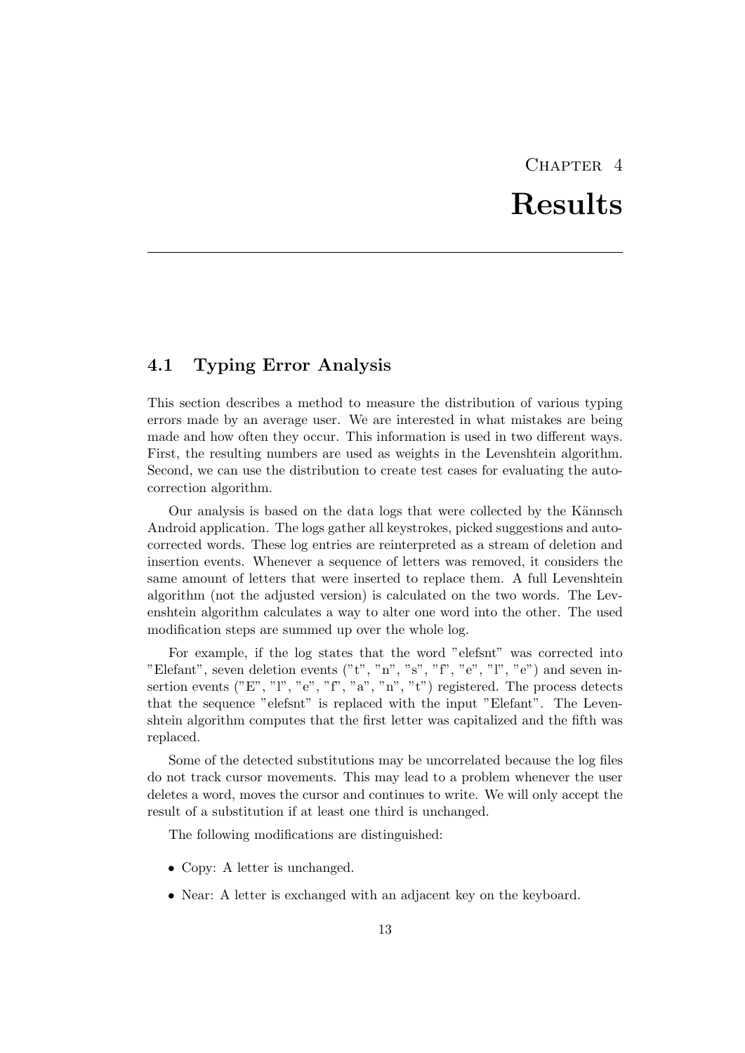# Chapter 4
# Results

## 4.1 Typing Error Analysis

This section describes a method to measure the distribution of various typing errors made by an average user. We are interested in what mistakes are being made and how often they occur. This information is used in two different ways. First, the resulting numbers are used as weights in the Levenshtein algorithm. Second, we can use the distribution to create test cases for evaluating the autocorrection algorithm.

Our analysis is based on the data logs that were collected by the Kännsch Android application. The logs gather all keystrokes, picked suggestions and autocorrected words. These log entries are reinterpreted as a stream of deletion and insertion events. Whenever a sequence of letters was removed, it considers the same amount of letters that were inserted to replace them. A full Levenshtein algorithm (not the adjusted version) is calculated on the two words. The Levenshtein algorithm calculates a way to alter one word into the other. The used modification steps are summed up over the whole log.

For example, if the log states that the word "elefsnt" was corrected into "Elefant", seven deletion events ("t", "n", "s", "f", "e", "l", "e") and seven insertion events ("E", "l", "e", "f", "a", "n", "t") registered. The process detects that the sequence "elefsnt" is replaced with the input "Elefant". The Levenshtein algorithm computes that the first letter was capitalized and the fifth was replaced.

Some of the detected substitutions may be uncorrelated because the log files do not track cursor movements. This may lead to a problem whenever the user deletes a word, moves the cursor and continues to write. We will only accept the result of a substitution if at least one third is unchanged.

The following modifications are distinguished:

- Copy: A letter is unchanged.
- Near: A letter is exchanged with an adjacent key on the keyboard.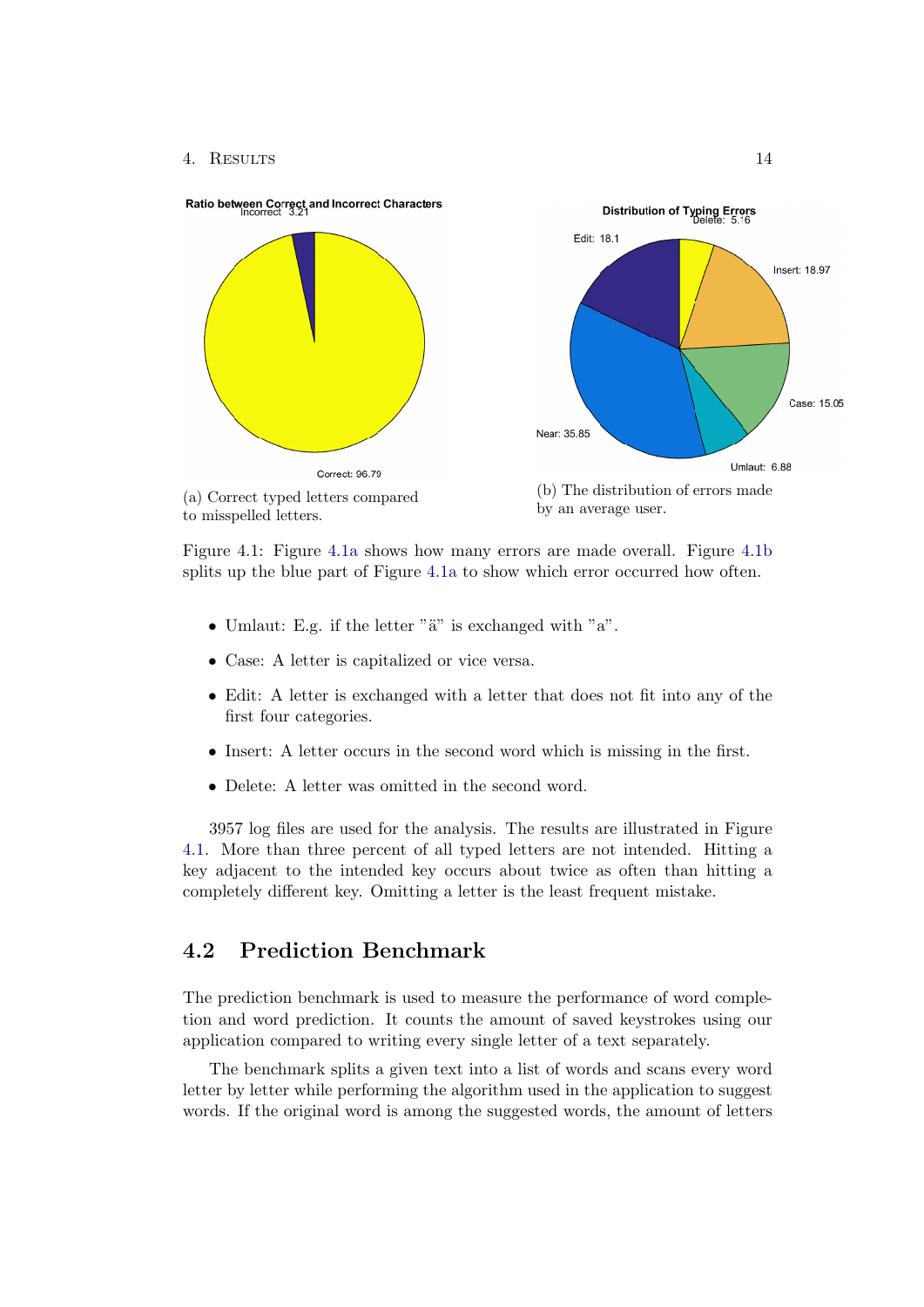Ratio between Correct and Incorrect Characters

Incorrect 3.21

Correct: 96.79

(a) Correct typed letters compared to misspelled letters.

Distribution of Typing Errors

Delete: 5.16

Edit: 18.1

Insert: 18.97

Case: 15.05

Umlaut: 6.88

Near: 35.85

(b) The distribution of errors made by an average user.

Figure 4.1: Figure 4.1a shows how many errors are made overall. Figure 4.1b splits up the blue part of Figure 4.1a to show which error occurred how often.

- Umlaut: E.g. if the letter "ä" is exchanged with "a".
- Case: A letter is capitalized or vice versa.
- Edit: A letter is exchanged with a letter that does not fit into any of the first four categories.
- Insert: A letter occurs in the second word which is missing in the first.
- Delete: A letter was omitted in the second word.

3957 log files are used for the analysis. The results are illustrated in Figure 4.1. More than three percent of all typed letters are not intended. Hitting a key adjacent to the intended key occurs about twice as often than hitting a completely different key. Omitting a letter is the least frequent mistake.

## 4.2 Prediction Benchmark

The prediction benchmark is used to measure the performance of word completion and word prediction. It counts the amount of saved keystrokes using our application compared to writing every single letter of a text separately.

The benchmark splits a given text into a list of words and scans every word letter by letter while performing the algorithm used in the application to suggest words. If the original word is among the suggested words, the amount of letters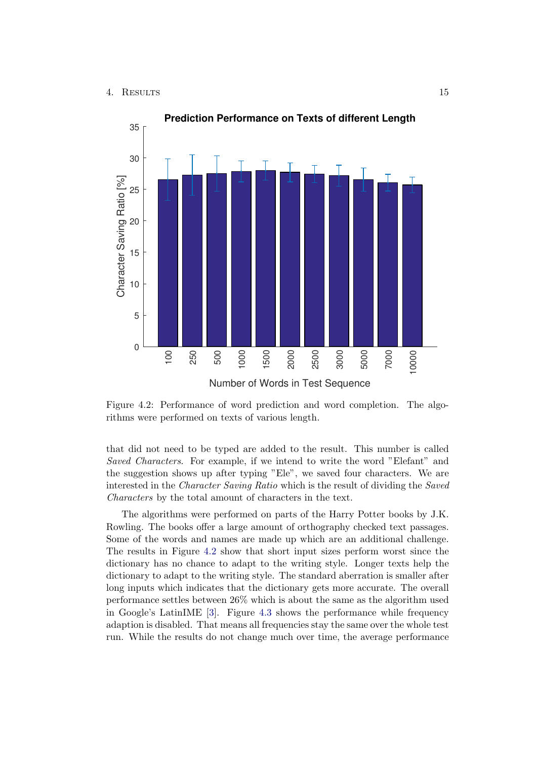Prediction Performance on Texts of different Length

Character Saving Ratio [%]

35
30
25
20
15
10
5
0

100
250
500
1000
1500
2000
2500
3000
5000
7000
10000

Number of Words in Test Sequence

Figure 4.2: Performance of word prediction and word completion. The algorithms were performed on texts of various length.

that did not need to be typed are added to the result. This number is called *Saved Characters*. For example, if we intend to write the word "Elefant" and the suggestion shows up after typing "Ele", we saved four characters. We are interested in the *Character Saving Ratio* which is the result of dividing the *Saved Characters* by the total amount of characters in the text.

The algorithms were performed on parts of the Harry Potter books by J.K. Rowling. The books offer a large amount of orthography checked text passages. Some of the words and names are made up which are an additional challenge. The results in Figure 4.2 show that short input sizes perform worst since the dictionary has no chance to adapt to the writing style. Longer texts help the dictionary to adapt to the writing style. The standard aberration is smaller after long inputs which indicates that the dictionary gets more accurate. The overall performance settles between 26% which is about the same as the algorithm used in Google's LatinIME [3]. Figure 4.3 shows the performance while frequency adaption is disabled. That means all frequencies stay the same over the whole test run. While the results do not change much over time, the average performance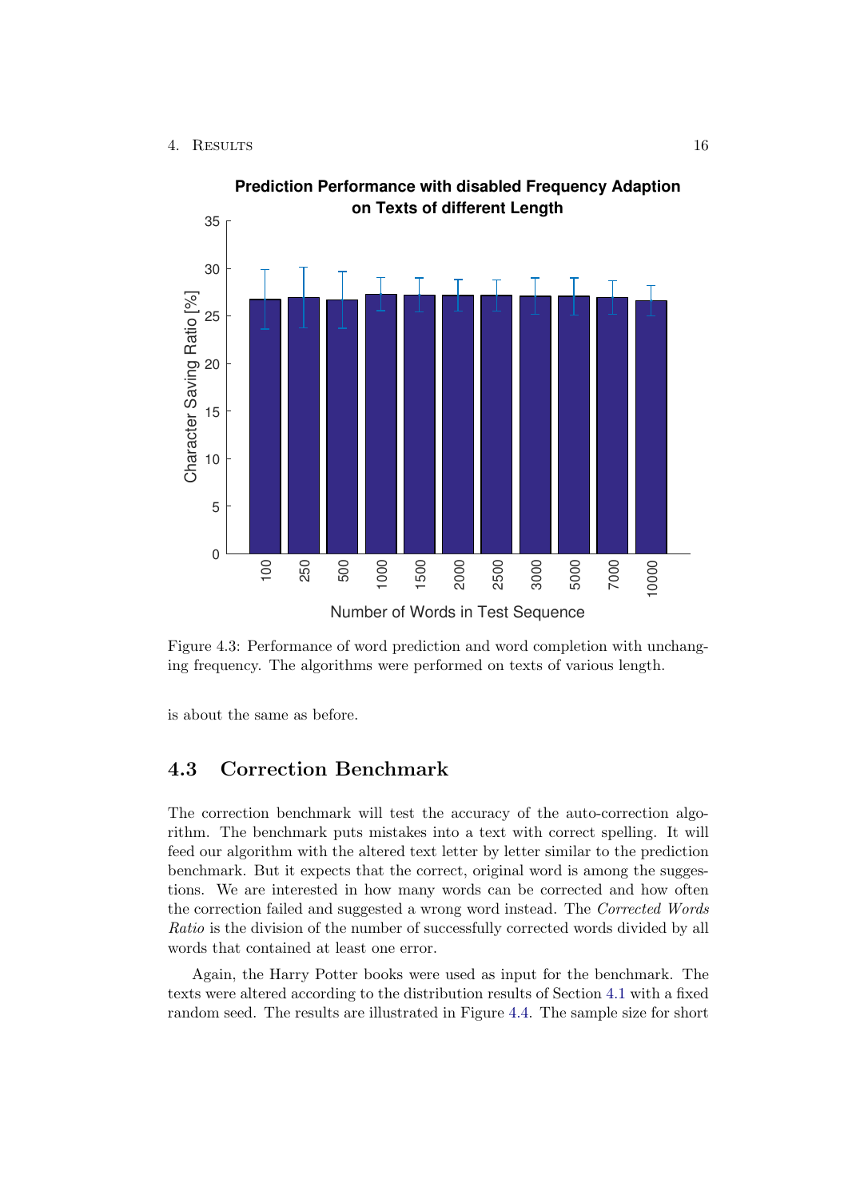Prediction Performance with disabled Frequency Adaption on Texts of different Length

Character Saving Ratio [%]

0
5
10
15
20
25
30
35

100
250
500
1000
1500
2000
2500
3000
5000
7000
10000

Number of Words in Test Sequence

Figure 4.3: Performance of word prediction and word completion with unchanging frequency. The algorithms were performed on texts of various length.

is about the same as before.

## 4.3 Correction Benchmark

The correction benchmark will test the accuracy of the auto-correction algorithm. The benchmark puts mistakes into a text with correct spelling. It will feed our algorithm with the altered text letter by letter similar to the prediction benchmark. But it expects that the correct, original word is among the suggestions. We are interested in how many words can be corrected and how often the correction failed and suggested a wrong word instead. The *Corrected Words Ratio* is the division of the number of successfully corrected words divided by all words that contained at least one error.

Again, the Harry Potter books were used as input for the benchmark. The texts were altered according to the distribution results of Section 4.1 with a fixed random seed. The results are illustrated in Figure 4.4. The sample size for short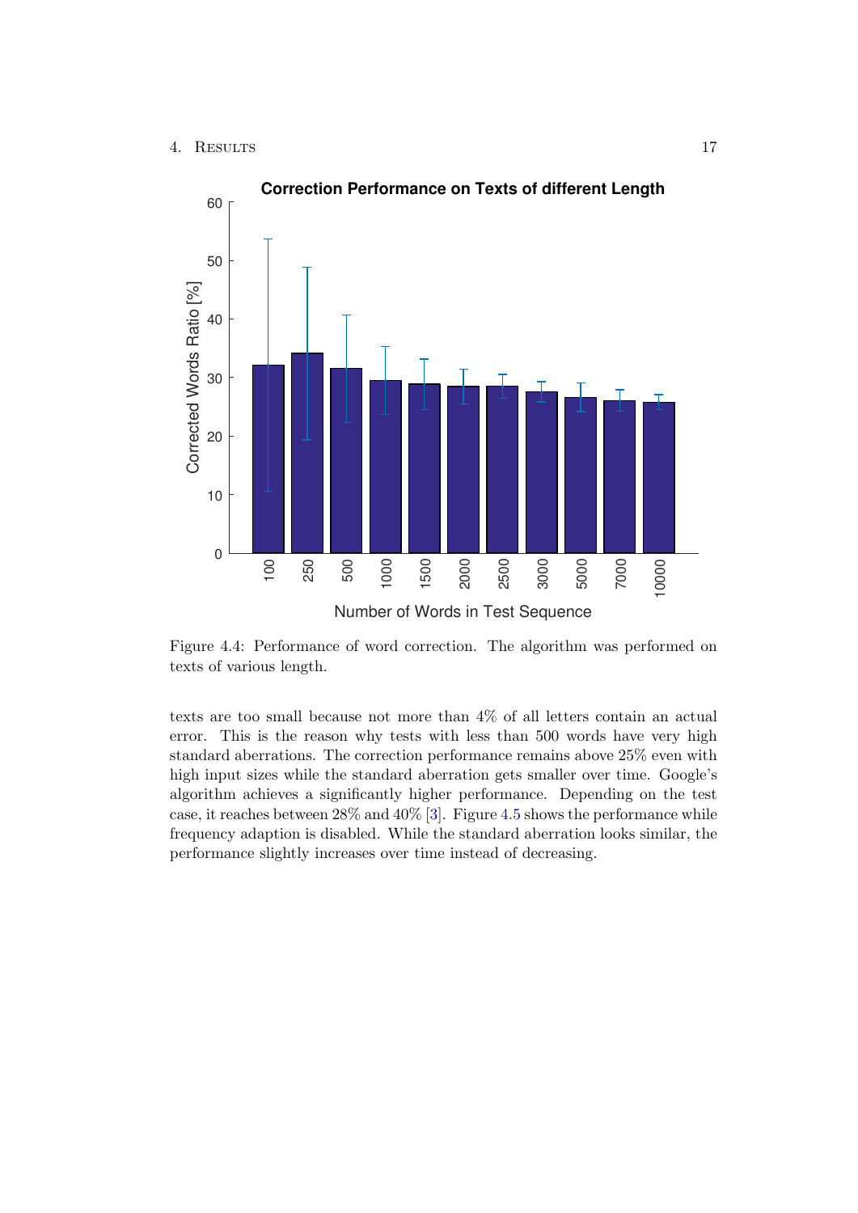Correction Performance on Texts of different Length

Corrected Words Ratio [%]

60
50
40
30
20
10
0

100
250
500
1000
1500
2000
2500
3000
5000
7000
10000

Number of Words in Test Sequence

Figure 4.4: Performance of word correction. The algorithm was performed on texts of various length.

texts are too small because not more than 4% of all letters contain an actual error. This is the reason why tests with less than 500 words have very high standard aberrations. The correction performance remains above 25% even with high input sizes while the standard aberration gets smaller over time. Google's algorithm achieves a significantly higher performance. Depending on the test case, it reaches between 28% and 40% [3]. Figure 4.5 shows the performance while frequency adaption is disabled. While the standard aberration looks similar, the performance slightly increases over time instead of decreasing.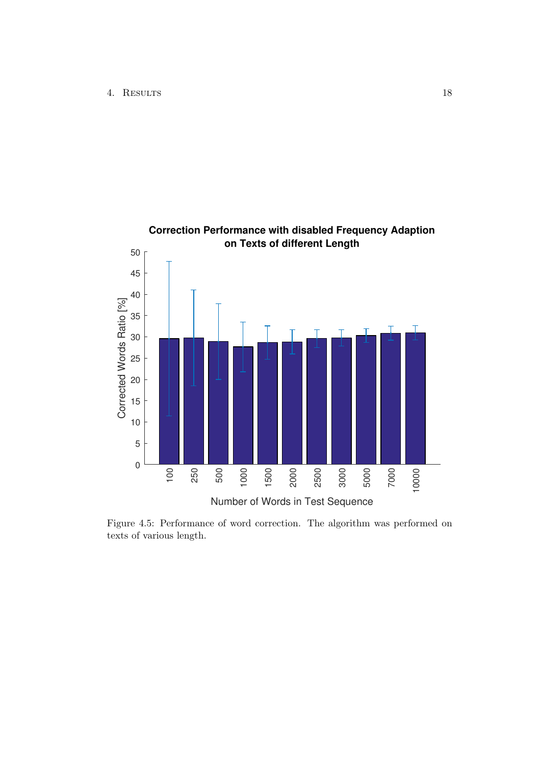**Correction Performance with disabled Frequency Adaption on Texts of different Length**

Corrected Words Ratio [%]

0
5
10
15
20
25
30
35
40
45
50

100
250
500
1000
1500
2000
2500
3000
5000
7000
10000

Number of Words in Test Sequence

Figure 4.5: Performance of word correction. The algorithm was performed on texts of various length.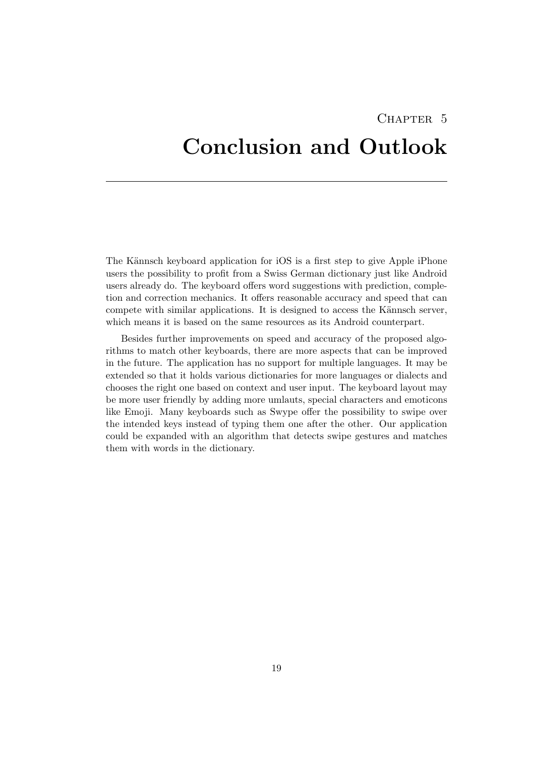# Chapter 5
# Conclusion and Outlook

The Kännsch keyboard application for iOS is a first step to give Apple iPhone users the possibility to profit from a Swiss German dictionary just like Android users already do. The keyboard offers word suggestions with prediction, completion and correction mechanics. It offers reasonable accuracy and speed that can compete with similar applications. It is designed to access the Kännsch server, which means it is based on the same resources as its Android counterpart.

Besides further improvements on speed and accuracy of the proposed algorithms to match other keyboards, there are more aspects that can be improved in the future. The application has no support for multiple languages. It may be extended so that it holds various dictionaries for more languages or dialects and chooses the right one based on context and user input. The keyboard layout may be more user friendly by adding more umlauts, special characters and emoticons like Emoji. Many keyboards such as Swype offer the possibility to swipe over the intended keys instead of typing them one after the other. Our application could be expanded with an algorithm that detects swipe gestures and matches them with words in the dictionary.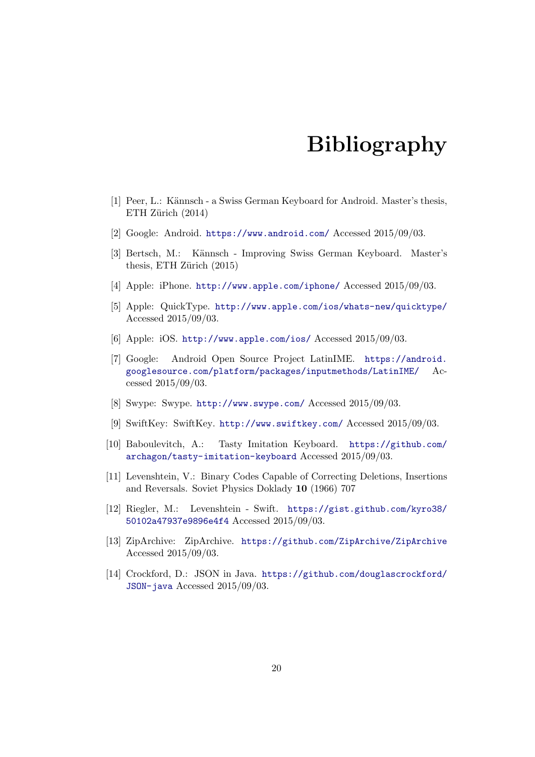# Bibliography

[1] Peer, L.: Kännsch - a Swiss German Keyboard for Android. Master's thesis, ETH Zürich (2014)

[2] Google: Android. https://www.android.com/ Accessed 2015/09/03.

[3] Bertsch, M.: Kännsch - Improving Swiss German Keyboard. Master's thesis, ETH Zürich (2015)

[4] Apple: iPhone. http://www.apple.com/iphone/ Accessed 2015/09/03.

[5] Apple: QuickType. http://www.apple.com/ios/whats-new/quicktype/ Accessed 2015/09/03.

[6] Apple: iOS. http://www.apple.com/ios/ Accessed 2015/09/03.

[7] Google: Android Open Source Project LatinIME. https://android.googlesource.com/platform/packages/inputmethods/LatinIME/ Accessed 2015/09/03.

[8] Swype: Swype. http://www.swype.com/ Accessed 2015/09/03.

[9] SwiftKey: SwiftKey. http://www.swiftkey.com/ Accessed 2015/09/03.

[10] Baboulevitch, A.: Tasty Imitation Keyboard. https://github.com/archagon/tasty-imitation-keyboard Accessed 2015/09/03.

[11] Levenshtein, V.: Binary Codes Capable of Correcting Deletions, Insertions and Reversals. Soviet Physics Doklady **10** (1966) 707

[12] Riegler, M.: Levenshtein - Swift. https://gist.github.com/kyro38/50102a47937e9896e4f4 Accessed 2015/09/03.

[13] ZipArchive: ZipArchive. https://github.com/ZipArchive/ZipArchive Accessed 2015/09/03.

[14] Crockford, D.: JSON in Java. https://github.com/douglascrockford/JSON-java Accessed 2015/09/03.